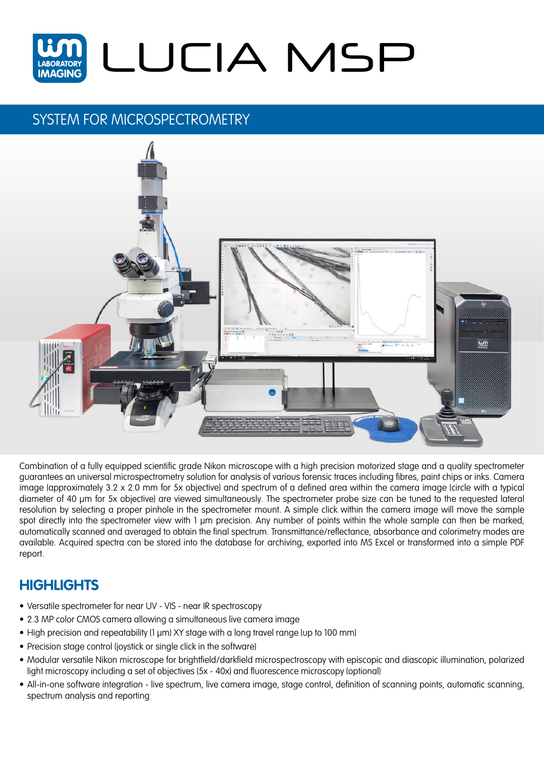# LUCIA MSP

## SYSTEM FOR MICROSPECTROMETRY

Combination of a fully equipped scientific grade Nikon microscope with a high precision motorized stage and a quality spectrometer guarantees an universal microspectrometry solution for analysis of various forensic traces including fibres, paint chips or inks. Camera image (approximately 3.2 x 2.0 mm for 5x objective) and spectrum of a defined area within the camera image (circle with a typical diameter of 40 µm for 5x objective) are viewed simultaneously. The spectrometer probe size can be tuned to the requested lateral resolution by selecting a proper pinhole in the spectrometer mount. A simple click within the camera image will move the sample spot directly into the spectrometer view with 1 µm precision. Any number of points within the whole sample can then be marked, automatically scanned and averaged to obtain the final spectrum. Transmittance/reflectance, absorbance and colorimetry modes are available. Acquired spectra can be stored into the database for archiving, exported into MS Excel or transformed into a simple PDF report.

## HIGHLIGHTS

- Versatile spectrometer for near UV - VIS - near IR spectroscopy
- 2.3 MP color CMOS camera allowing a simultaneous live camera image
- High precision and repeatability (1 µm) XY stage with a long travel range (up to 100 mm)
- Precision stage control (joystick or single click in the software)
- Modular versatile Nikon microscope for brightfield/darkfield microspectroscopy with episcopic and diascopic illumination, polarized light microscopy including a set of objectives (5x - 40x) and fluorescence microscopy (optional)
- All-in-one software integration - live spectrum, live camera image, stage control, definition of scanning points, automatic scanning, spectrum analysis and reporting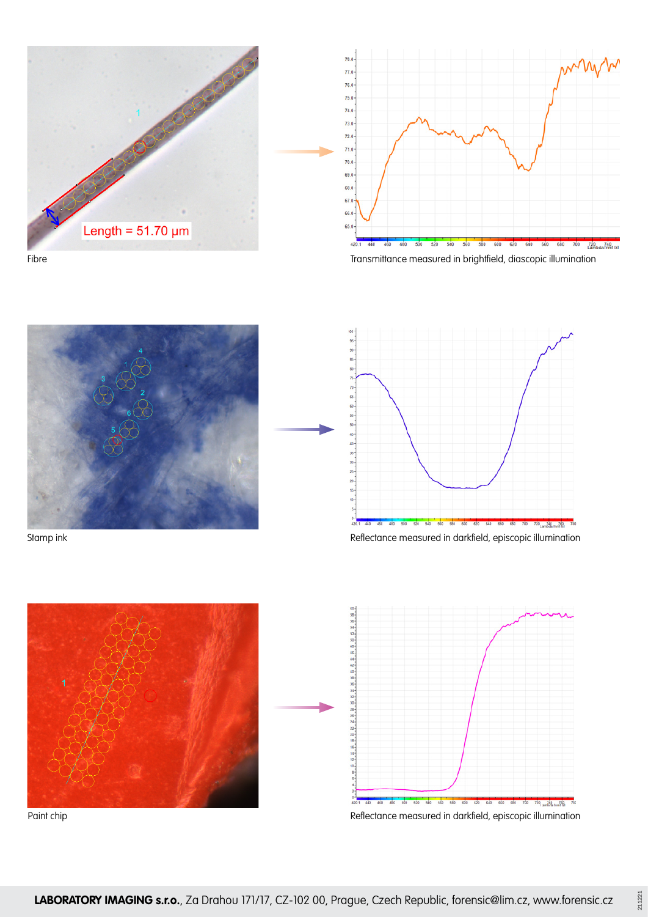Length = 51.70 µm

Fibre

Transmittance measured in brightfield, diascopic illumination

Stamp ink

Reflectance measured in darkfield, episcopic illumination

Paint chip

Reflectance measured in darkfield, episcopic illumination

**LABORATORY IMAGING s.r.o.**, Za Drahou 171/17, CZ-102 00, Prague, Czech Republic, forensic@lim.cz, www.forensic.cz